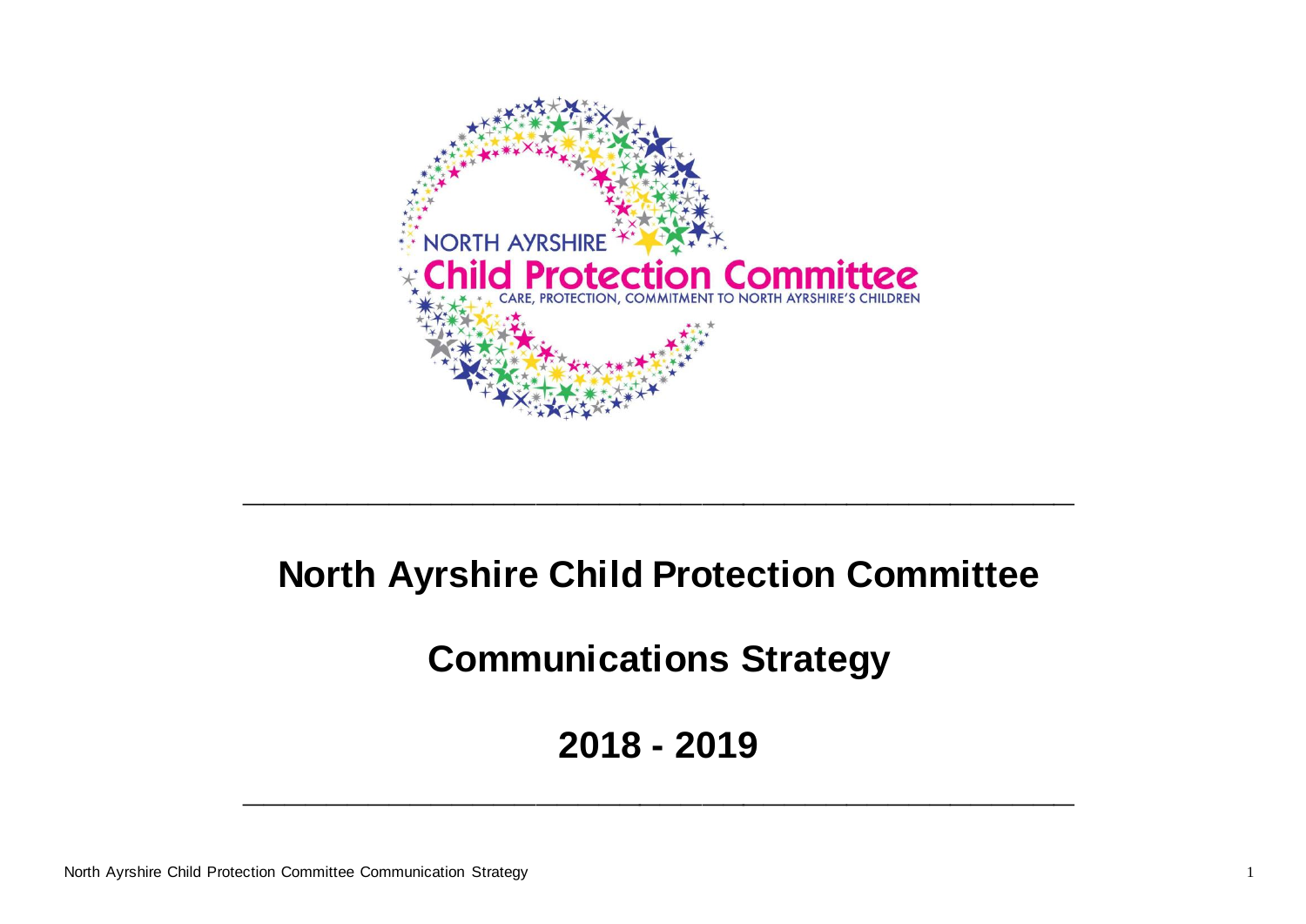# North Ayrshire Child Protection Committee

## Communications Strategy

## 2018 - 2019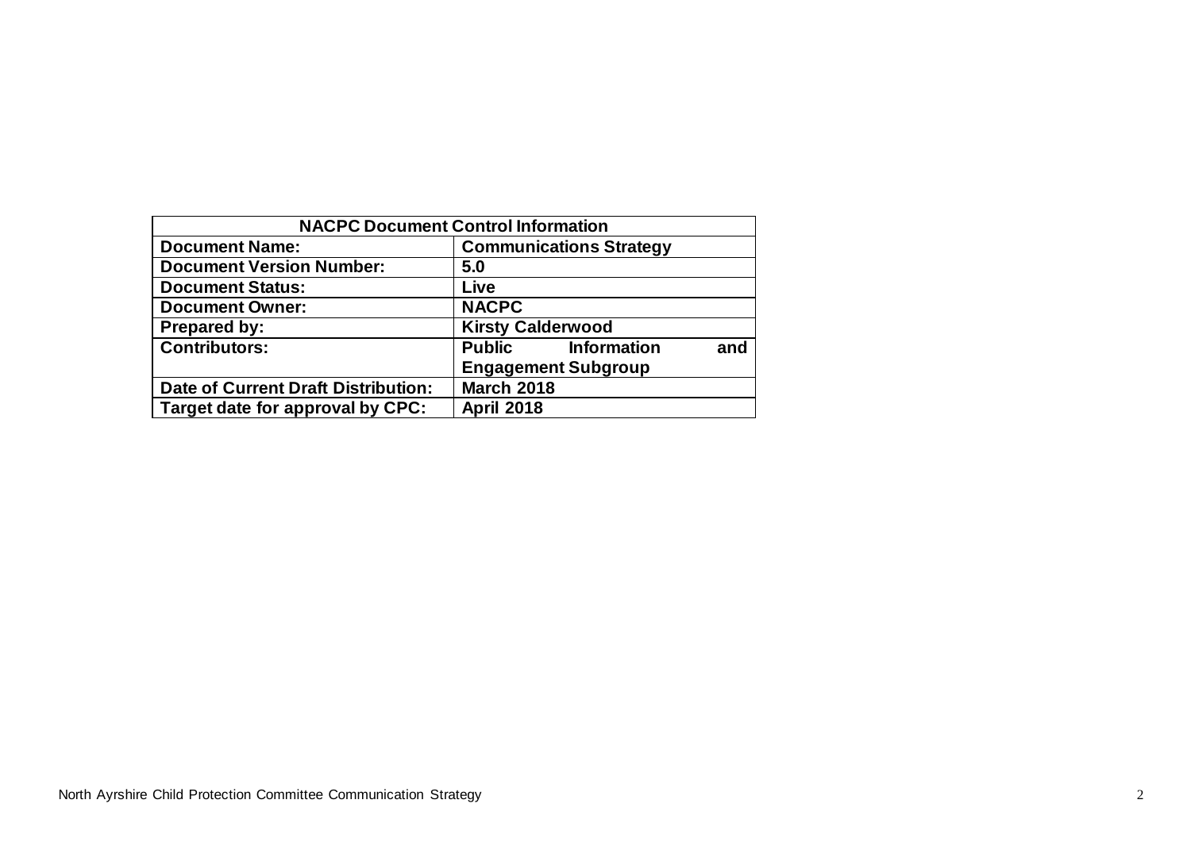| NACPC Document Control Information | |
|---|---|
| **Document Name:** | **Communications Strategy** |
| **Document Version Number:** | **5.0** |
| **Document Status:** | **Live** |
| **Document Owner:** | **NACPC** |
| **Prepared by:** | **Kirsty Calderwood** |
| **Contributors:** | **Public Information and Engagement Subgroup** |
| **Date of Current Draft Distribution:** | **March 2018** |
| **Target date for approval by CPC:** | **April 2018** |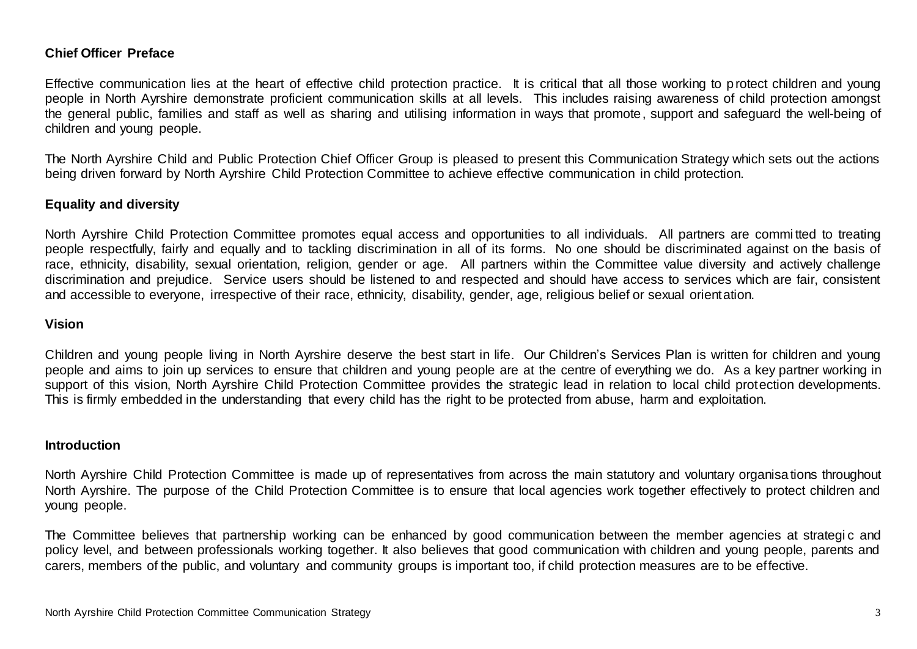## Chief Officer Preface

Effective communication lies at the heart of effective child protection practice. It is critical that all those working to protect children and young people in North Ayrshire demonstrate proficient communication skills at all levels. This includes raising awareness of child protection amongst the general public, families and staff as well as sharing and utilising information in ways that promote, support and safeguard the well-being of children and young people.

The North Ayrshire Child and Public Protection Chief Officer Group is pleased to present this Communication Strategy which sets out the actions being driven forward by North Ayrshire Child Protection Committee to achieve effective communication in child protection.

## Equality and diversity

North Ayrshire Child Protection Committee promotes equal access and opportunities to all individuals. All partners are committed to treating people respectfully, fairly and equally and to tackling discrimination in all of its forms. No one should be discriminated against on the basis of race, ethnicity, disability, sexual orientation, religion, gender or age. All partners within the Committee value diversity and actively challenge discrimination and prejudice. Service users should be listened to and respected and should have access to services which are fair, consistent and accessible to everyone, irrespective of their race, ethnicity, disability, gender, age, religious belief or sexual orientation.

## Vision

Children and young people living in North Ayrshire deserve the best start in life. Our Children's Services Plan is written for children and young people and aims to join up services to ensure that children and young people are at the centre of everything we do. As a key partner working in support of this vision, North Ayrshire Child Protection Committee provides the strategic lead in relation to local child protection developments. This is firmly embedded in the understanding that every child has the right to be protected from abuse, harm and exploitation.

## Introduction

North Ayrshire Child Protection Committee is made up of representatives from across the main statutory and voluntary organisations throughout North Ayrshire. The purpose of the Child Protection Committee is to ensure that local agencies work together effectively to protect children and young people.

The Committee believes that partnership working can be enhanced by good communication between the member agencies at strategic and policy level, and between professionals working together. It also believes that good communication with children and young people, parents and carers, members of the public, and voluntary and community groups is important too, if child protection measures are to be effective.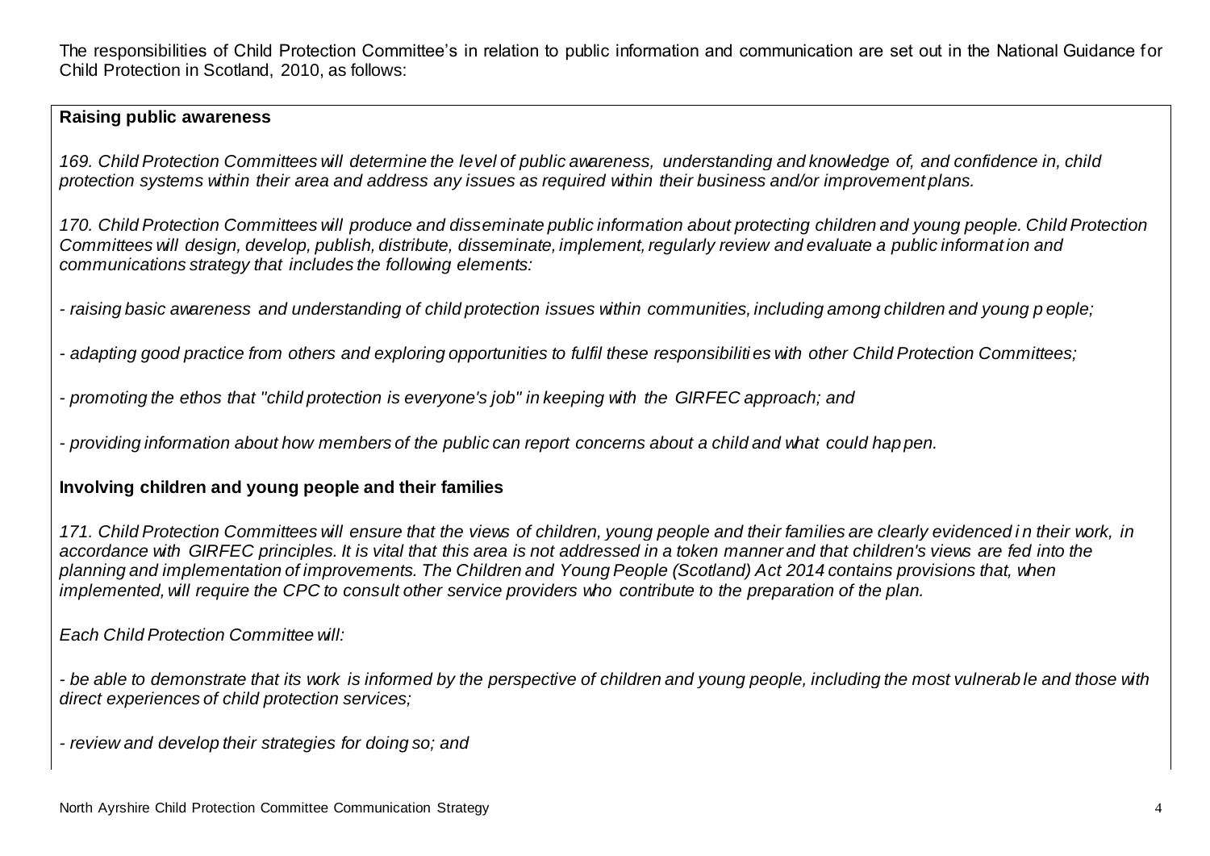The responsibilities of Child Protection Committee's in relation to public information and communication are set out in the National Guidance for Child Protection in Scotland, 2010, as follows:

**Raising public awareness**

*169. Child Protection Committees will determine the level of public awareness, understanding and knowledge of, and confidence in, child protection systems within their area and address any issues as required within their business and/or improvement plans.*

*170. Child Protection Committees will produce and disseminate public information about protecting children and young people. Child Protection Committees will design, develop, publish, distribute, disseminate, implement, regularly review and evaluate a public information and communications strategy that includes the following elements:*

- *raising basic awareness and understanding of child protection issues within communities, including among children and young people;*

- *adapting good practice from others and exploring opportunities to fulfil these responsibilities with other Child Protection Committees;*

- *promoting the ethos that "child protection is everyone's job" in keeping with the GIRFEC approach; and*

- *providing information about how members of the public can report concerns about a child and what could happen.*

**Involving children and young people and their families**

*171. Child Protection Committees will ensure that the views of children, young people and their families are clearly evidenced in their work, in accordance with GIRFEC principles. It is vital that this area is not addressed in a token manner and that children's views are fed into the planning and implementation of improvements. The Children and Young People (Scotland) Act 2014 contains provisions that, when implemented, will require the CPC to consult other service providers who contribute to the preparation of the plan.*

*Each Child Protection Committee will:*

- *be able to demonstrate that its work is informed by the perspective of children and young people, including the most vulnerable and those with direct experiences of child protection services;*

- *review and develop their strategies for doing so; and*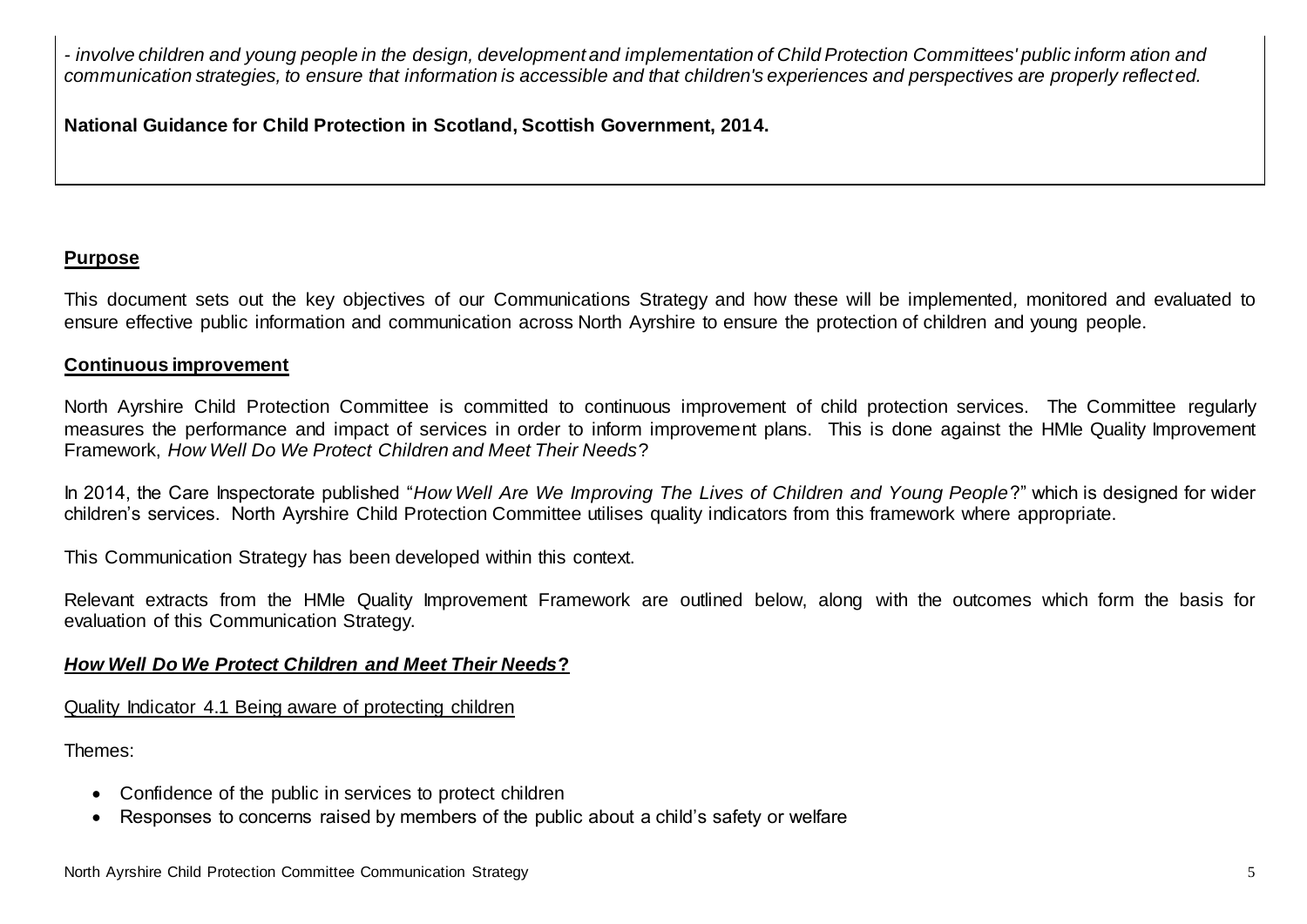*- involve children and young people in the design, development and implementation of Child Protection Committees' public inform ation and communication strategies, to ensure that information is accessible and that children's experiences and perspectives are properly reflected.*

**National Guidance for Child Protection in Scotland, Scottish Government, 2014.**

## Purpose

This document sets out the key objectives of our Communications Strategy and how these will be implemented, monitored and evaluated to ensure effective public information and communication across North Ayrshire to ensure the protection of children and young people.

## Continuous improvement

North Ayrshire Child Protection Committee is committed to continuous improvement of child protection services. The Committee regularly measures the performance and impact of services in order to inform improvement plans. This is done against the HMIe Quality Improvement Framework, *How Well Do We Protect Children and Meet Their Needs*?

In 2014, the Care Inspectorate published "*How Well Are We Improving The Lives of Children and Young People*?" which is designed for wider children's services. North Ayrshire Child Protection Committee utilises quality indicators from this framework where appropriate.

This Communication Strategy has been developed within this context.

Relevant extracts from the HMIe Quality Improvement Framework are outlined below, along with the outcomes which form the basis for evaluation of this Communication Strategy.

### *How Well Do We Protect Children and Meet Their Needs***?**

Quality Indicator 4.1 Being aware of protecting children

Themes:

- Confidence of the public in services to protect children
- Responses to concerns raised by members of the public about a child's safety or welfare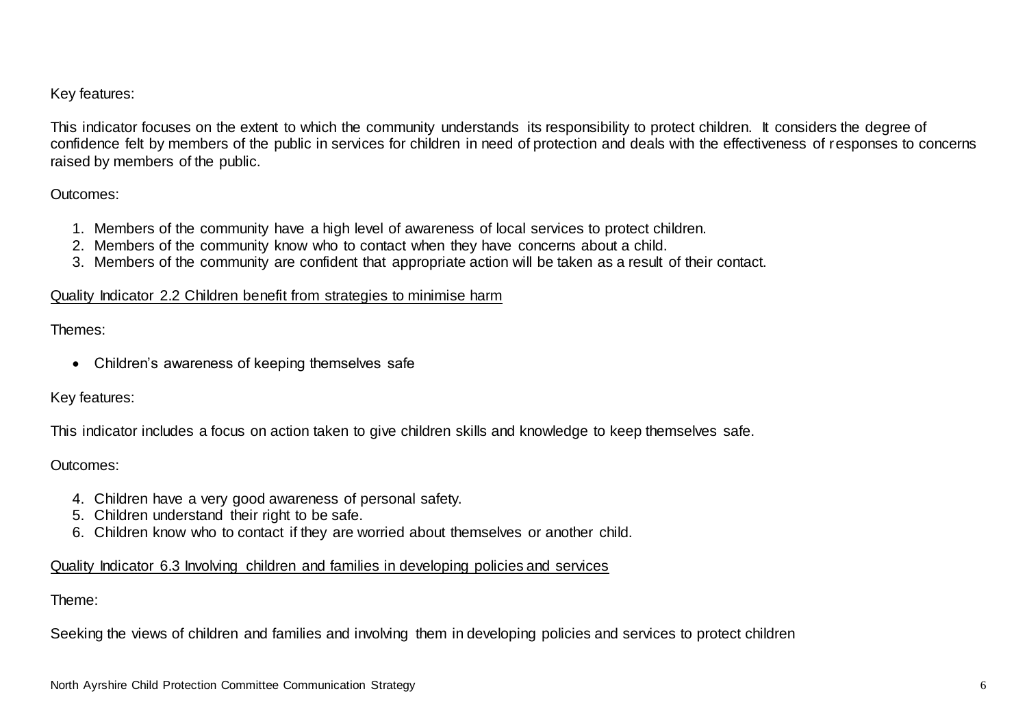Key features:

This indicator focuses on the extent to which the community understands its responsibility to protect children. It considers the degree of confidence felt by members of the public in services for children in need of protection and deals with the effectiveness of responses to concerns raised by members of the public.

Outcomes:

1. Members of the community have a high level of awareness of local services to protect children.
2. Members of the community know who to contact when they have concerns about a child.
3. Members of the community are confident that appropriate action will be taken as a result of their contact.

<u>Quality Indicator 2.2 Children benefit from strategies to minimise harm</u>

Themes:

- Children's awareness of keeping themselves safe

Key features:

This indicator includes a focus on action taken to give children skills and knowledge to keep themselves safe.

Outcomes:

4. Children have a very good awareness of personal safety.
5. Children understand their right to be safe.
6. Children know who to contact if they are worried about themselves or another child.

<u>Quality Indicator 6.3 Involving children and families in developing policies and services</u>

Theme:

Seeking the views of children and families and involving them in developing policies and services to protect children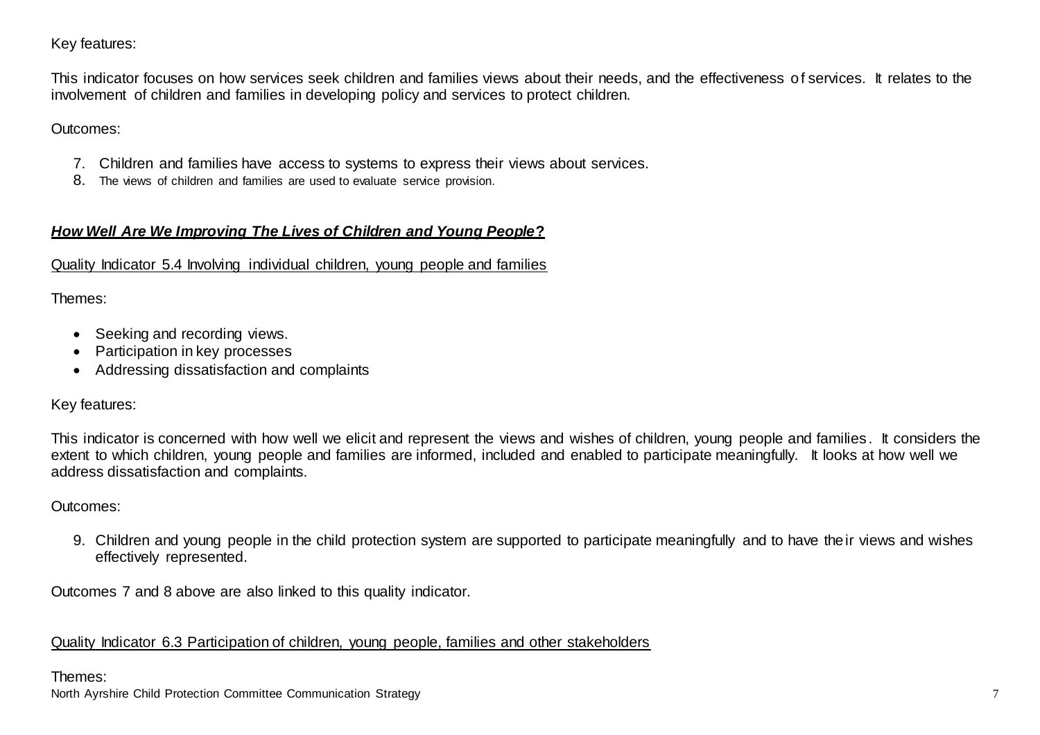Key features:

This indicator focuses on how services seek children and families views about their needs, and the effectiveness of services. It relates to the involvement of children and families in developing policy and services to protect children.

Outcomes:

7. Children and families have access to systems to express their views about services.
8. The views of children and families are used to evaluate service provision.

## ***How Well Are We Improving The Lives of Children and Young People?***

Quality Indicator 5.4 Involving individual children, young people and families

Themes:

- Seeking and recording views.
- Participation in key processes
- Addressing dissatisfaction and complaints

Key features:

This indicator is concerned with how well we elicit and represent the views and wishes of children, young people and families. It considers the extent to which children, young people and families are informed, included and enabled to participate meaningfully. It looks at how well we address dissatisfaction and complaints.

Outcomes:

9. Children and young people in the child protection system are supported to participate meaningfully and to have their views and wishes effectively represented.

Outcomes 7 and 8 above are also linked to this quality indicator.

Quality Indicator 6.3 Participation of children, young people, families and other stakeholders

Themes: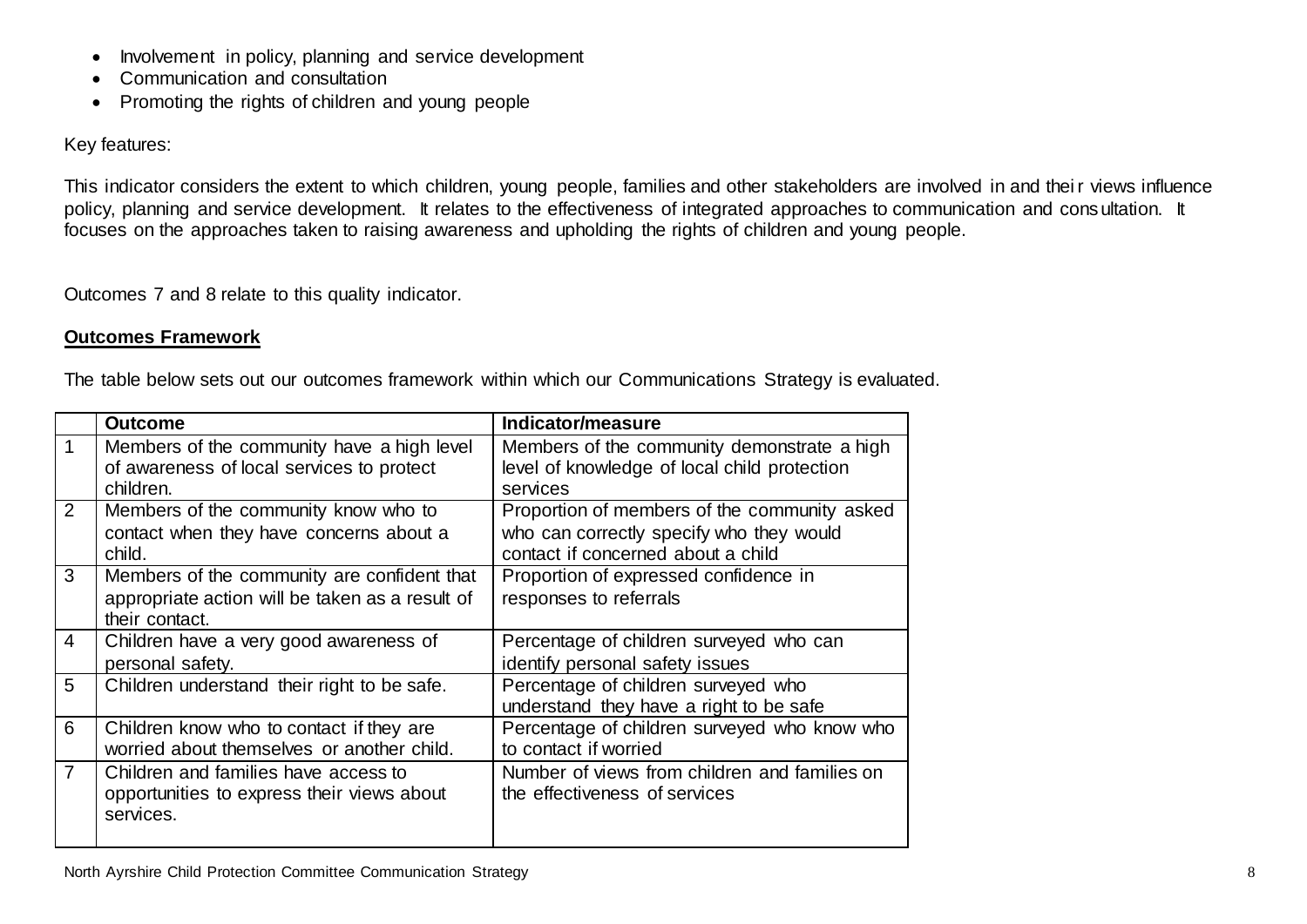- Involvement in policy, planning and service development
- Communication and consultation
- Promoting the rights of children and young people

Key features:

This indicator considers the extent to which children, young people, families and other stakeholders are involved in and their views influence policy, planning and service development. It relates to the effectiveness of integrated approaches to communication and consultation. It focuses on the approaches taken to raising awareness and upholding the rights of children and young people.

Outcomes 7 and 8 relate to this quality indicator.

**Outcomes Framework**

The table below sets out our outcomes framework within which our Communications Strategy is evaluated.

| | Outcome | Indicator/measure |
|---|---|---|
| 1 | Members of the community have a high level of awareness of local services to protect children. | Members of the community demonstrate a high level of knowledge of local child protection services |
| 2 | Members of the community know who to contact when they have concerns about a child. | Proportion of members of the community asked who can correctly specify who they would contact if concerned about a child |
| 3 | Members of the community are confident that appropriate action will be taken as a result of their contact. | Proportion of expressed confidence in responses to referrals |
| 4 | Children have a very good awareness of personal safety. | Percentage of children surveyed who can identify personal safety issues |
| 5 | Children understand their right to be safe. | Percentage of children surveyed who understand they have a right to be safe |
| 6 | Children know who to contact if they are worried about themselves or another child. | Percentage of children surveyed who know who to contact if worried |
| 7 | Children and families have access to opportunities to express their views about services. | Number of views from children and families on the effectiveness of services |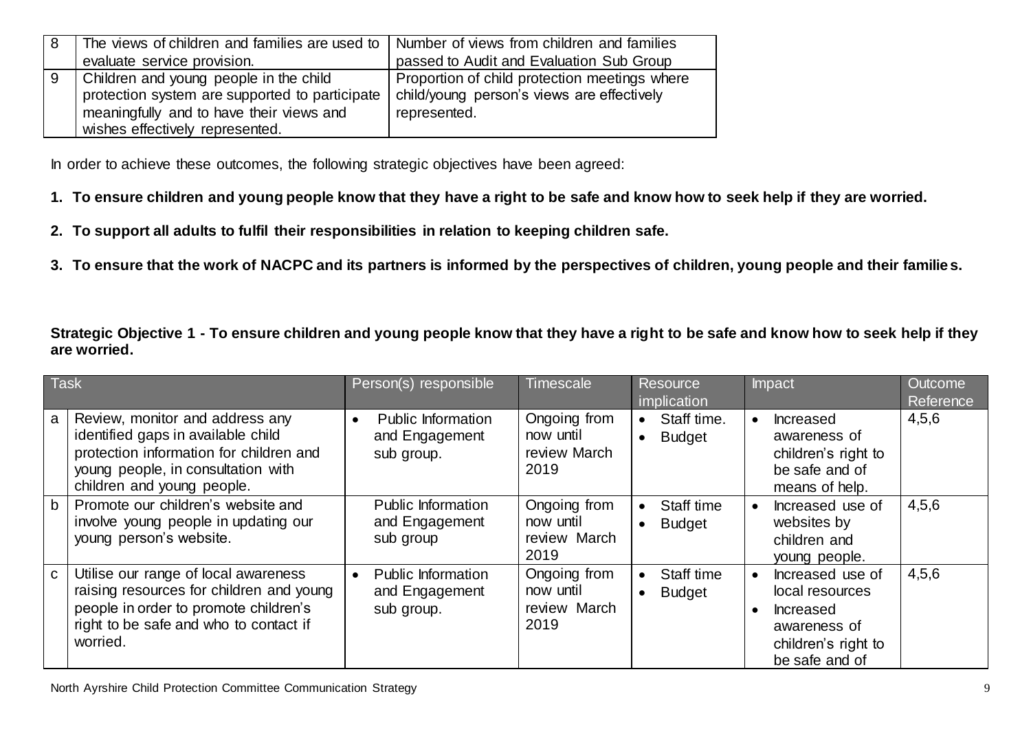| 8 | The views of children and families are used to evaluate service provision. | Number of views from children and families passed to Audit and Evaluation Sub Group |
|---|---|---|
| 9 | Children and young people in the child protection system are supported to participate meaningfully and to have their views and wishes effectively represented. | Proportion of child protection meetings where child/young person's views are effectively represented. |

In order to achieve these outcomes, the following strategic objectives have been agreed:

1. **To ensure children and young people know that they have a right to be safe and know how to seek help if they are worried.**
2. **To support all adults to fulfil their responsibilities in relation to keeping children safe.**
3. **To ensure that the work of NACPC and its partners is informed by the perspectives of children, young people and their families.**

**Strategic Objective 1 - To ensure children and young people know that they have a right to be safe and know how to seek help if they are worried.**

| | Task | Person(s) responsible | Timescale | Resource implication | Impact | Outcome Reference |
|---|---|---|---|---|---|---|
| a | Review, monitor and address any identified gaps in available child protection information for children and young people, in consultation with children and young people. | • Public Information and Engagement sub group. | Ongoing from now until review March 2019 | • Staff time.<br>• Budget | • Increased awareness of children's right to be safe and of means of help. | 4,5,6 |
| b | Promote our children's website and involve young people in updating our young person's website. | Public Information and Engagement sub group | Ongoing from now until review March 2019 | • Staff time<br>• Budget | • Increased use of websites by children and young people. | 4,5,6 |
| c | Utilise our range of local awareness raising resources for children and young people in order to promote children's right to be safe and who to contact if worried. | • Public Information and Engagement sub group. | Ongoing from now until review March 2019 | • Staff time<br>• Budget | • Increased use of local resources<br>• Increased awareness of children's right to be safe and of | 4,5,6 |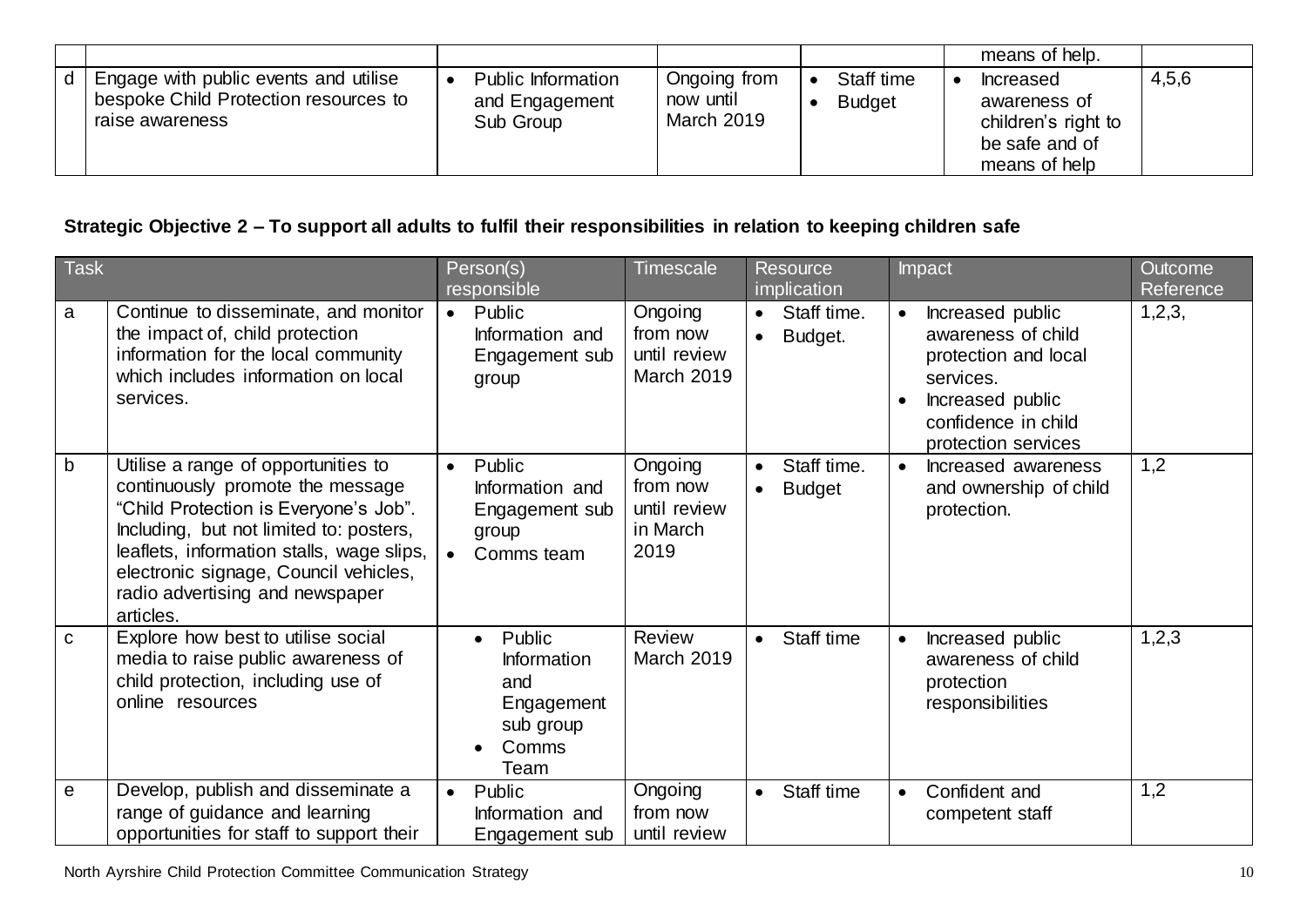| | | | | | | |
|---|---|---|---|---|---|---|
| | | | | | means of help. | |
| d | Engage with public events and utilise bespoke Child Protection resources to raise awareness | • Public Information and Engagement Sub Group | Ongoing from now until March 2019 | • Staff time<br>• Budget | • Increased awareness of children's right to be safe and of means of help | 4,5,6 |

**Strategic Objective 2 – To support all adults to fulfil their responsibilities in relation to keeping children safe**

| Task | | Person(s) responsible | Timescale | Resource implication | Impact | Outcome Reference |
|---|---|---|---|---|---|---|
| a | Continue to disseminate, and monitor the impact of, child protection information for the local community which includes information on local services. | • Public Information and Engagement sub group | Ongoing from now until review March 2019 | • Staff time.<br>• Budget. | • Increased public awareness of child protection and local services.<br>• Increased public confidence in child protection services | 1,2,3, |
| b | Utilise a range of opportunities to continuously promote the message "Child Protection is Everyone's Job". Including, but not limited to: posters, leaflets, information stalls, wage slips, electronic signage, Council vehicles, radio advertising and newspaper articles. | • Public Information and Engagement sub group<br>• Comms team | Ongoing from now until review in March 2019 | • Staff time.<br>• Budget | • Increased awareness and ownership of child protection. | 1,2 |
| c | Explore how best to utilise social media to raise public awareness of child protection, including use of online resources | • Public Information and Engagement sub group<br>• Comms Team | Review March 2019 | • Staff time | • Increased public awareness of child protection responsibilities | 1,2,3 |
| e | Develop, publish and disseminate a range of guidance and learning opportunities for staff to support their | • Public Information and Engagement sub | Ongoing from now until review | • Staff time | • Confident and competent staff | 1,2 |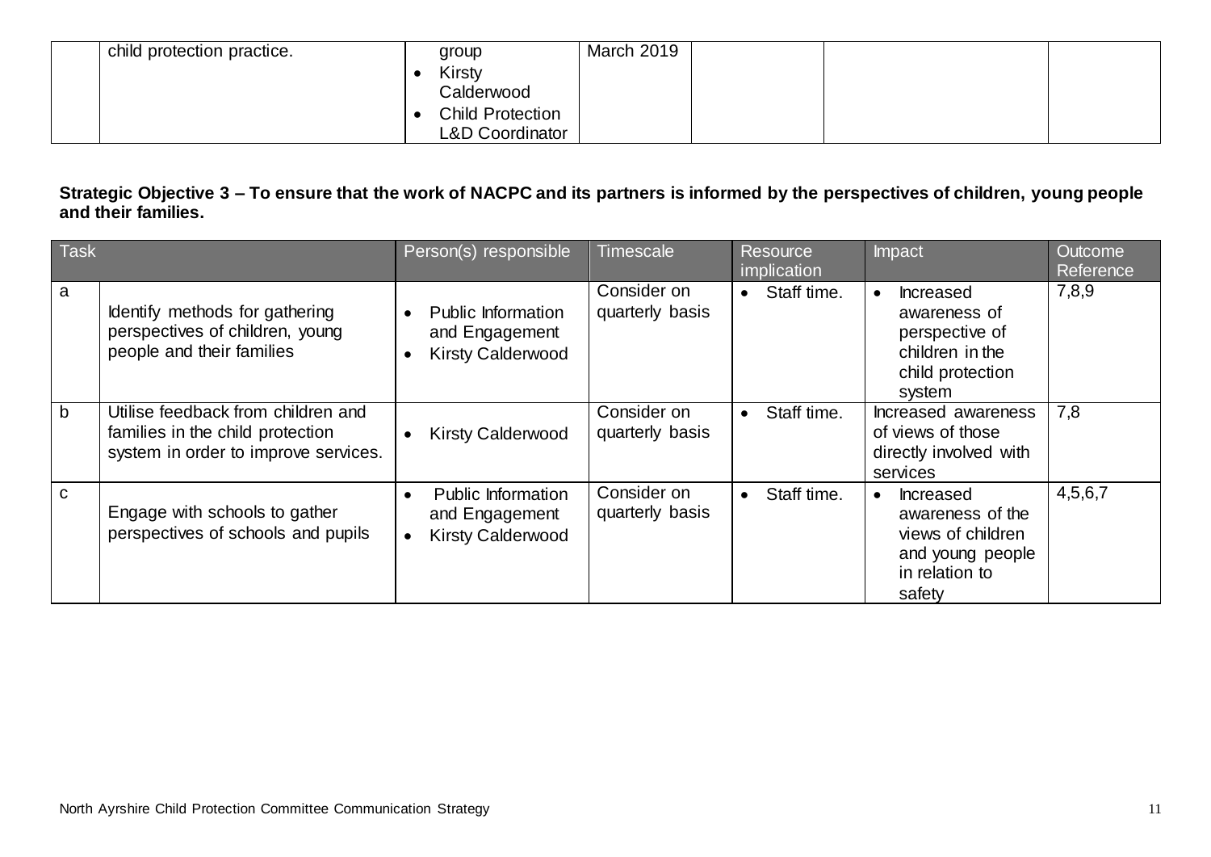| | | | | | | |
|---|---|---|---|---|---|---|
| | child protection practice. | group<br>• Kirsty Calderwood<br>• Child Protection L&D Coordinator | March 2019 | | | |

**Strategic Objective 3 – To ensure that the work of NACPC and its partners is informed by the perspectives of children, young people and their families.**

| Task | | Person(s) responsible | Timescale | Resource implication | Impact | Outcome Reference |
|---|---|---|---|---|---|---|
| a | Identify methods for gathering perspectives of children, young people and their families | • Public Information and Engagement<br>• Kirsty Calderwood | Consider on quarterly basis | • Staff time. | • Increased awareness of perspective of children in the child protection system | 7,8,9 |
| b | Utilise feedback from children and families in the child protection system in order to improve services. | • Kirsty Calderwood | Consider on quarterly basis | • Staff time. | Increased awareness of views of those directly involved with services | 7,8 |
| c | Engage with schools to gather perspectives of schools and pupils | • Public Information and Engagement<br>• Kirsty Calderwood | Consider on quarterly basis | • Staff time. | • Increased awareness of the views of children and young people in relation to safety | 4,5,6,7 |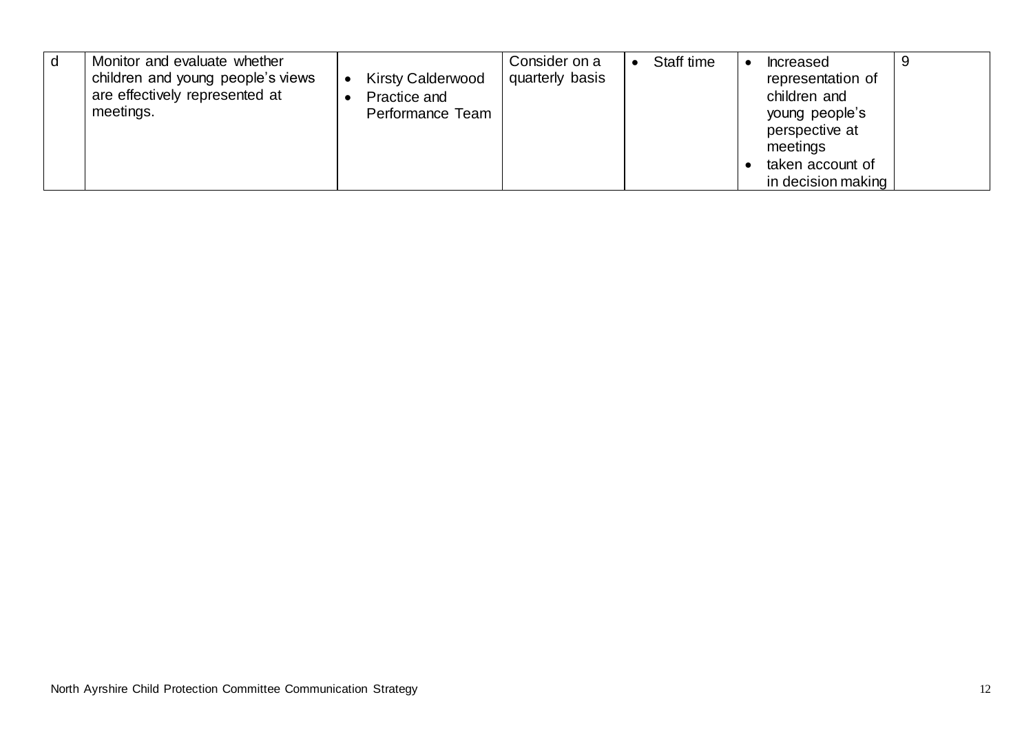| | | | | | | |
|---|---|---|---|---|---|---|
| d | Monitor and evaluate whether children and young people's views are effectively represented at meetings. | • Kirsty Calderwood<br>• Practice and Performance Team | Consider on a quarterly basis | • Staff time | • Increased representation of children and young people's perspective at meetings<br>• taken account of in decision making | 9 |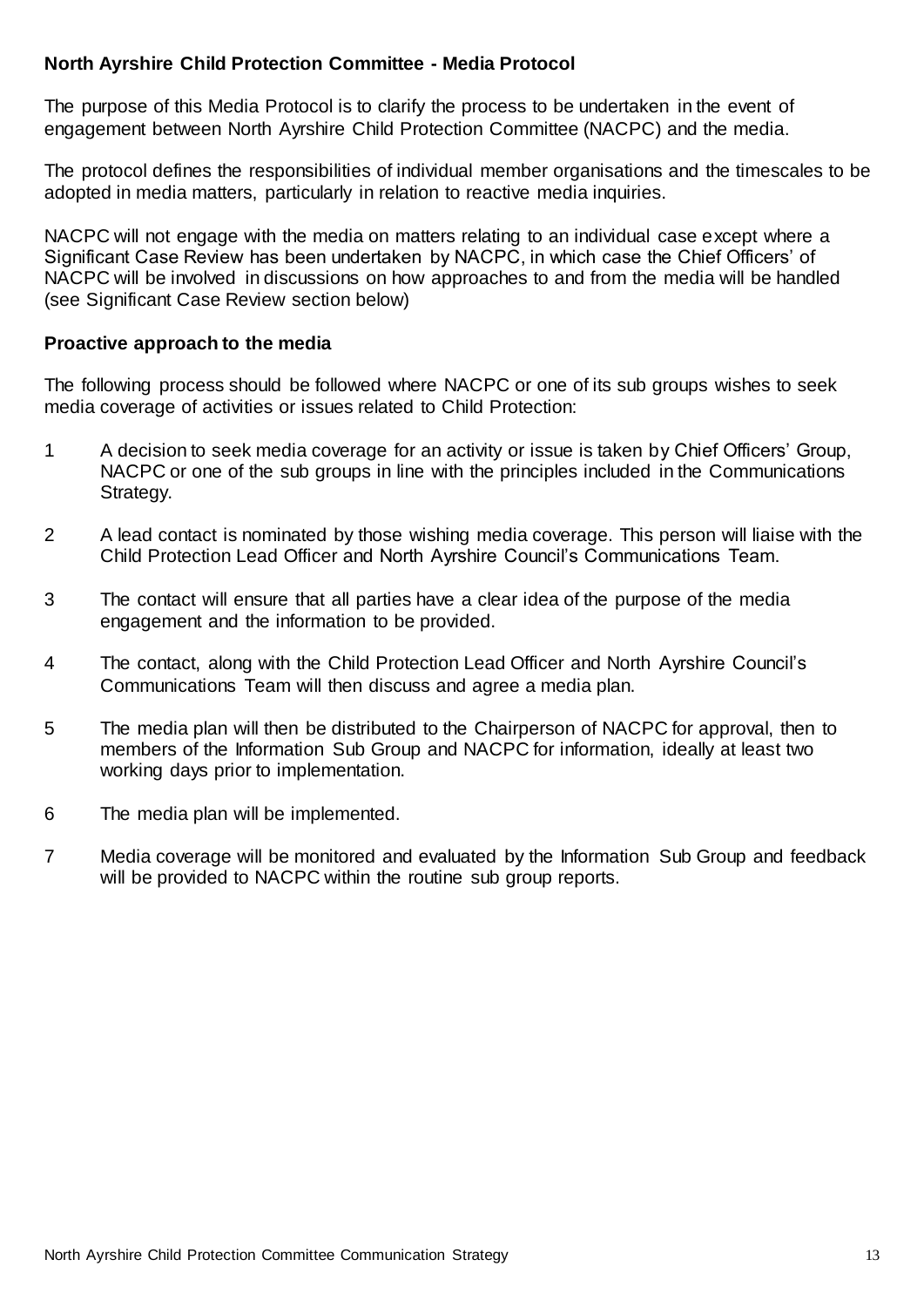## North Ayrshire Child Protection Committee - Media Protocol

The purpose of this Media Protocol is to clarify the process to be undertaken in the event of engagement between North Ayrshire Child Protection Committee (NACPC) and the media.

The protocol defines the responsibilities of individual member organisations and the timescales to be adopted in media matters, particularly in relation to reactive media inquiries.

NACPC will not engage with the media on matters relating to an individual case except where a Significant Case Review has been undertaken by NACPC, in which case the Chief Officers' of NACPC will be involved in discussions on how approaches to and from the media will be handled (see Significant Case Review section below)

### Proactive approach to the media

The following process should be followed where NACPC or one of its sub groups wishes to seek media coverage of activities or issues related to Child Protection:

1. A decision to seek media coverage for an activity or issue is taken by Chief Officers' Group, NACPC or one of the sub groups in line with the principles included in the Communications Strategy.
2. A lead contact is nominated by those wishing media coverage. This person will liaise with the Child Protection Lead Officer and North Ayrshire Council's Communications Team.
3. The contact will ensure that all parties have a clear idea of the purpose of the media engagement and the information to be provided.
4. The contact, along with the Child Protection Lead Officer and North Ayrshire Council's Communications Team will then discuss and agree a media plan.
5. The media plan will then be distributed to the Chairperson of NACPC for approval, then to members of the Information Sub Group and NACPC for information, ideally at least two working days prior to implementation.
6. The media plan will be implemented.
7. Media coverage will be monitored and evaluated by the Information Sub Group and feedback will be provided to NACPC within the routine sub group reports.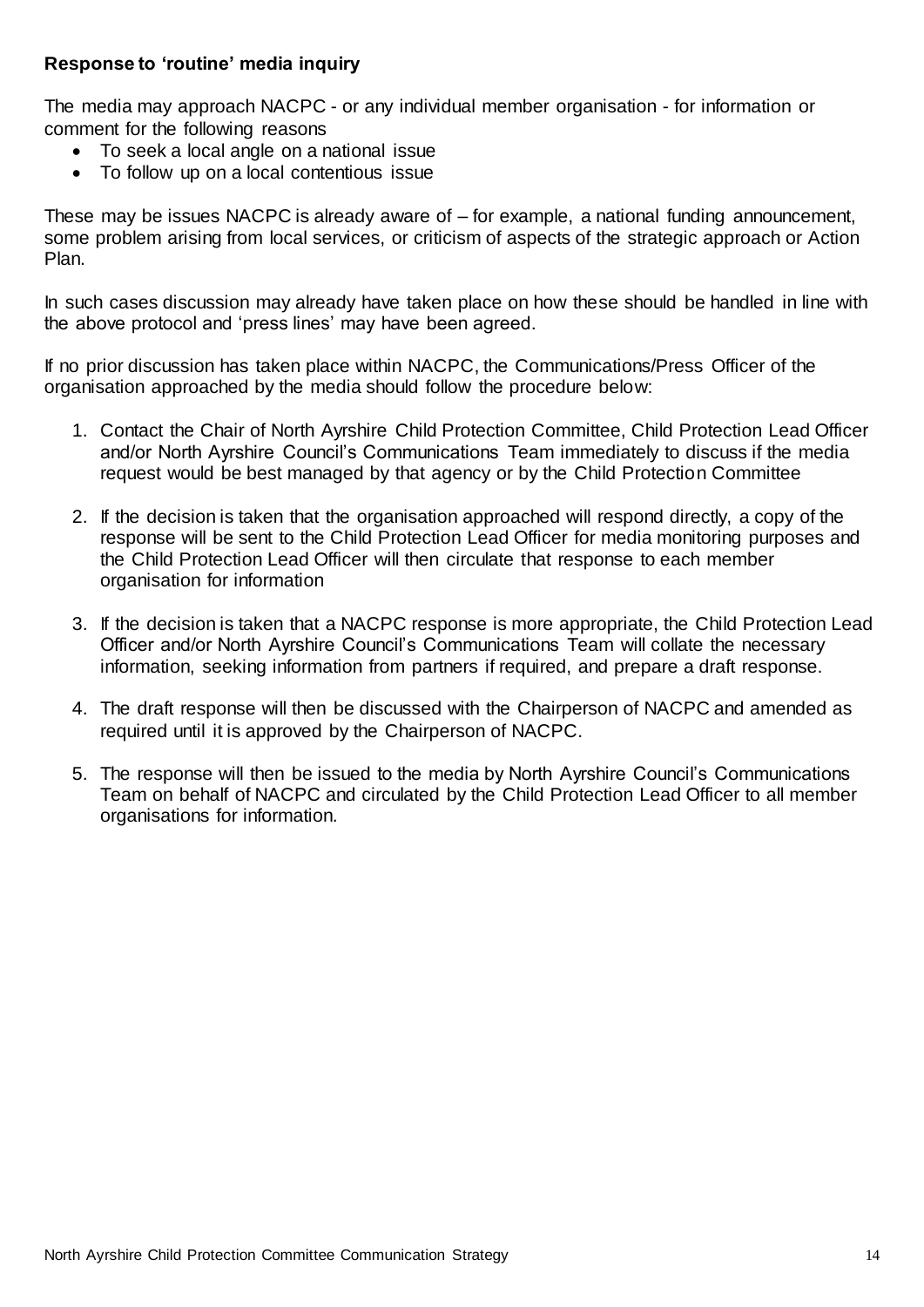**Response to 'routine' media inquiry**

The media may approach NACPC - or any individual member organisation - for information or comment for the following reasons

- To seek a local angle on a national issue
- To follow up on a local contentious issue

These may be issues NACPC is already aware of – for example, a national funding announcement, some problem arising from local services, or criticism of aspects of the strategic approach or Action Plan.

In such cases discussion may already have taken place on how these should be handled in line with the above protocol and 'press lines' may have been agreed.

If no prior discussion has taken place within NACPC, the Communications/Press Officer of the organisation approached by the media should follow the procedure below:

1. Contact the Chair of North Ayrshire Child Protection Committee, Child Protection Lead Officer and/or North Ayrshire Council's Communications Team immediately to discuss if the media request would be best managed by that agency or by the Child Protection Committee

2. If the decision is taken that the organisation approached will respond directly, a copy of the response will be sent to the Child Protection Lead Officer for media monitoring purposes and the Child Protection Lead Officer will then circulate that response to each member organisation for information

3. If the decision is taken that a NACPC response is more appropriate, the Child Protection Lead Officer and/or North Ayrshire Council's Communications Team will collate the necessary information, seeking information from partners if required, and prepare a draft response.

4. The draft response will then be discussed with the Chairperson of NACPC and amended as required until it is approved by the Chairperson of NACPC.

5. The response will then be issued to the media by North Ayrshire Council's Communications Team on behalf of NACPC and circulated by the Child Protection Lead Officer to all member organisations for information.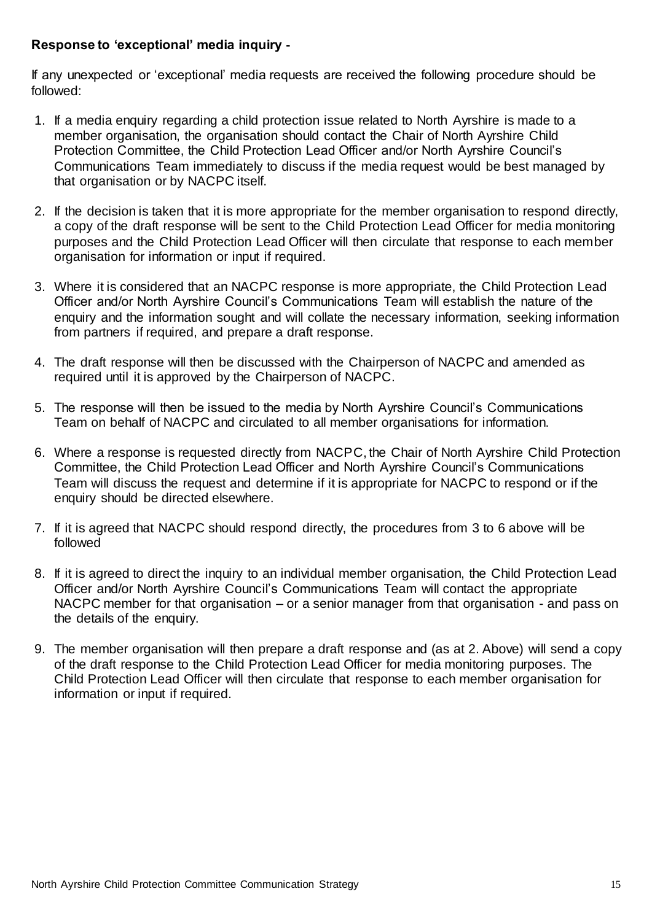**Response to 'exceptional' media inquiry -**

If any unexpected or 'exceptional' media requests are received the following procedure should be followed:

1. If a media enquiry regarding a child protection issue related to North Ayrshire is made to a member organisation, the organisation should contact the Chair of North Ayrshire Child Protection Committee, the Child Protection Lead Officer and/or North Ayrshire Council's Communications Team immediately to discuss if the media request would be best managed by that organisation or by NACPC itself.

2. If the decision is taken that it is more appropriate for the member organisation to respond directly, a copy of the draft response will be sent to the Child Protection Lead Officer for media monitoring purposes and the Child Protection Lead Officer will then circulate that response to each member organisation for information or input if required.

3. Where it is considered that an NACPC response is more appropriate, the Child Protection Lead Officer and/or North Ayrshire Council's Communications Team will establish the nature of the enquiry and the information sought and will collate the necessary information, seeking information from partners if required, and prepare a draft response.

4. The draft response will then be discussed with the Chairperson of NACPC and amended as required until it is approved by the Chairperson of NACPC.

5. The response will then be issued to the media by North Ayrshire Council's Communications Team on behalf of NACPC and circulated to all member organisations for information.

6. Where a response is requested directly from NACPC, the Chair of North Ayrshire Child Protection Committee, the Child Protection Lead Officer and North Ayrshire Council's Communications Team will discuss the request and determine if it is appropriate for NACPC to respond or if the enquiry should be directed elsewhere.

7. If it is agreed that NACPC should respond directly, the procedures from 3 to 6 above will be followed

8. If it is agreed to direct the inquiry to an individual member organisation, the Child Protection Lead Officer and/or North Ayrshire Council's Communications Team will contact the appropriate NACPC member for that organisation – or a senior manager from that organisation - and pass on the details of the enquiry.

9. The member organisation will then prepare a draft response and (as at 2. Above) will send a copy of the draft response to the Child Protection Lead Officer for media monitoring purposes. The Child Protection Lead Officer will then circulate that response to each member organisation for information or input if required.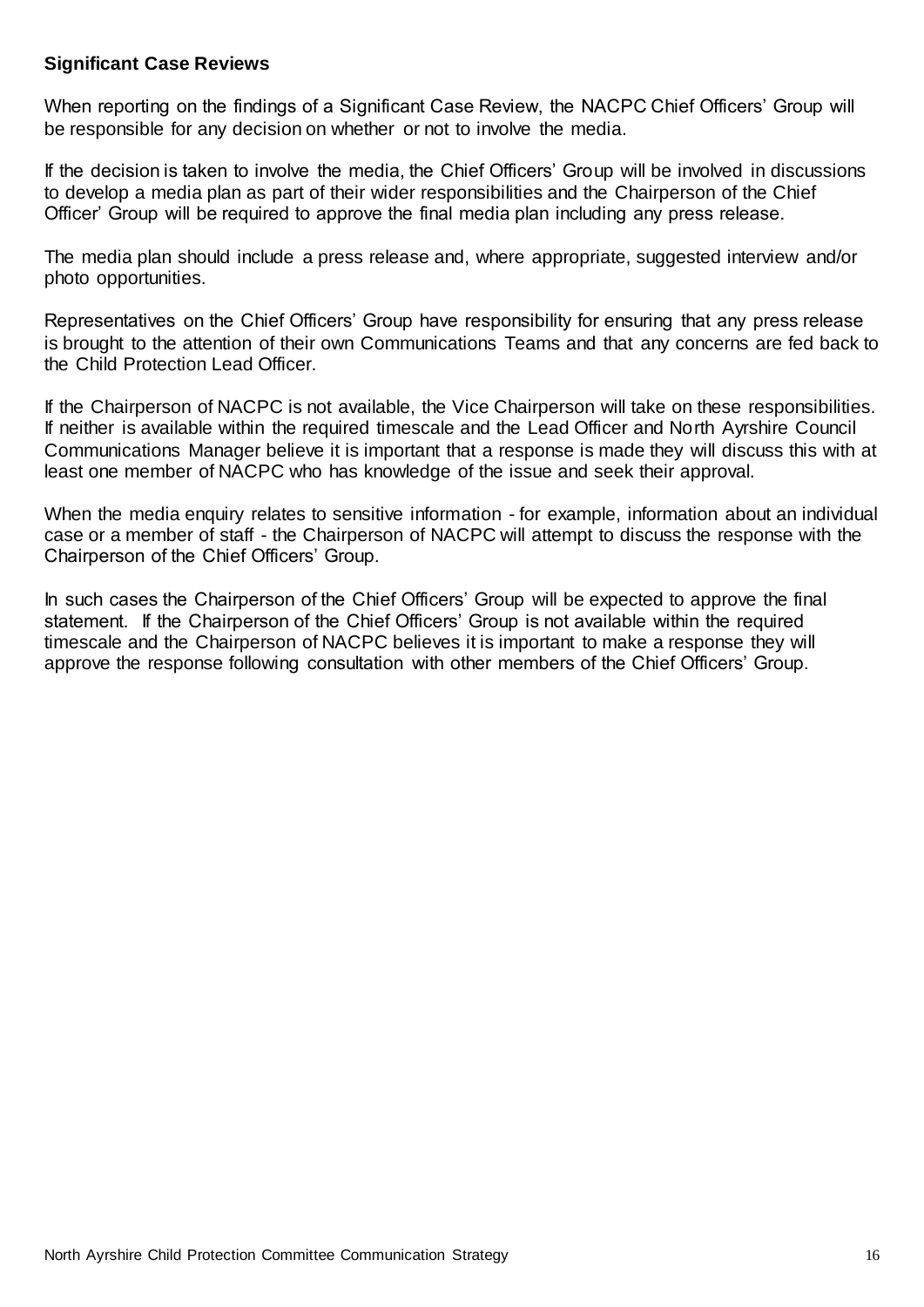**Significant Case Reviews**

When reporting on the findings of a Significant Case Review, the NACPC Chief Officers' Group will be responsible for any decision on whether or not to involve the media.

If the decision is taken to involve the media, the Chief Officers' Group will be involved in discussions to develop a media plan as part of their wider responsibilities and the Chairperson of the Chief Officer' Group will be required to approve the final media plan including any press release.

The media plan should include a press release and, where appropriate, suggested interview and/or photo opportunities.

Representatives on the Chief Officers' Group have responsibility for ensuring that any press release is brought to the attention of their own Communications Teams and that any concerns are fed back to the Child Protection Lead Officer.

If the Chairperson of NACPC is not available, the Vice Chairperson will take on these responsibilities. If neither is available within the required timescale and the Lead Officer and North Ayrshire Council Communications Manager believe it is important that a response is made they will discuss this with at least one member of NACPC who has knowledge of the issue and seek their approval.

When the media enquiry relates to sensitive information - for example, information about an individual case or a member of staff - the Chairperson of NACPC will attempt to discuss the response with the Chairperson of the Chief Officers' Group.

In such cases the Chairperson of the Chief Officers' Group will be expected to approve the final statement. If the Chairperson of the Chief Officers' Group is not available within the required timescale and the Chairperson of NACPC believes it is important to make a response they will approve the response following consultation with other members of the Chief Officers' Group.